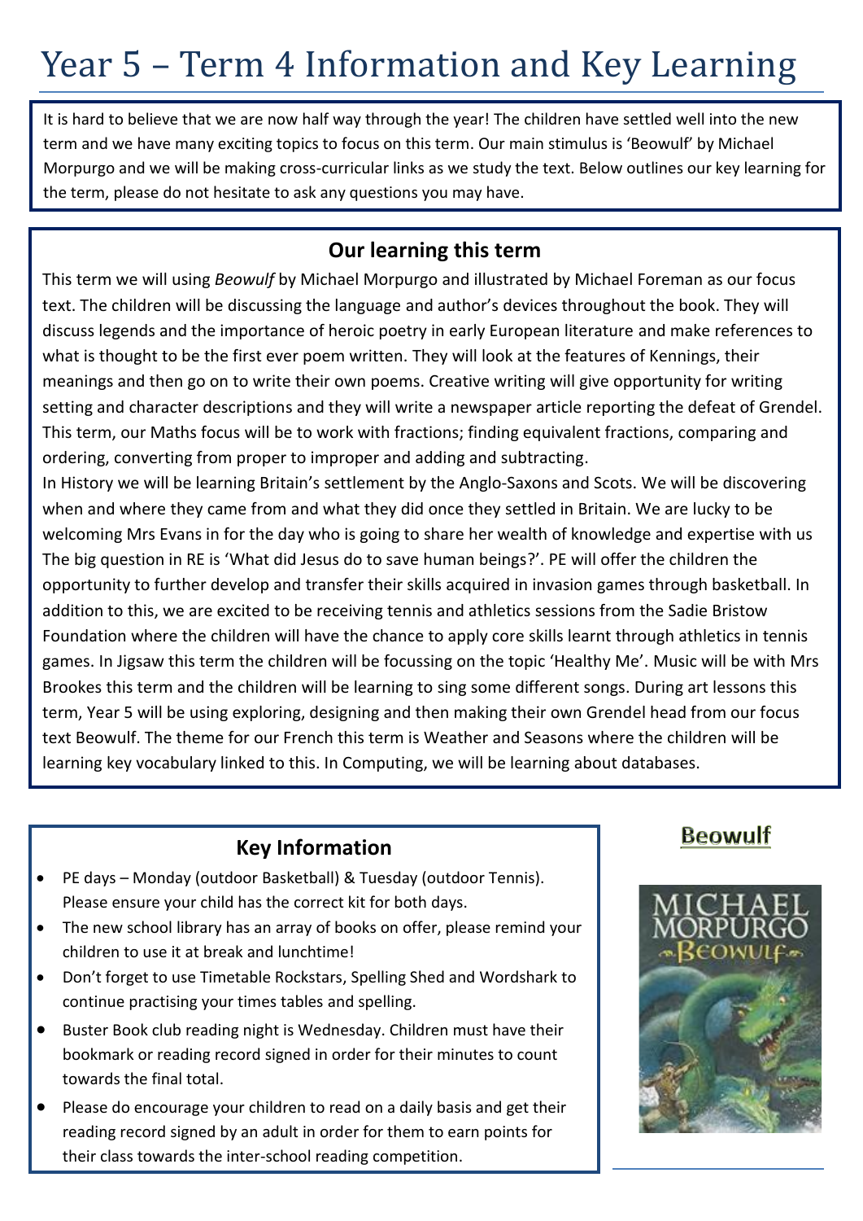# Year 5 – Term 4 Information and Key Learning

It is hard to believe that we are now half way through the year! The children have settled well into the new term and we have many exciting topics to focus on this term. Our main stimulus is 'Beowulf' by Michael Morpurgo and we will be making cross-curricular links as we study the text. Below outlines our key learning for the term, please do not hesitate to ask any questions you may have.

## Our learning this term

This term we will using *Beowulf* by Michael Morpurgo and illustrated by Michael Foreman as our focus text. The children will be discussing the language and author's devices throughout the book. They will discuss legends and the importance of heroic poetry in early European literature and make references to what is thought to be the first ever poem written. They will look at the features of Kennings, their meanings and then go on to write their own poems. Creative writing will give opportunity for writing setting and character descriptions and they will write a newspaper article reporting the defeat of Grendel. This term, our Maths focus will be to work with fractions; finding equivalent fractions, comparing and ordering, converting from proper to improper and adding and subtracting.

In History we will be learning Britain's settlement by the Anglo-Saxons and Scots. We will be discovering when and where they came from and what they did once they settled in Britain. We are lucky to be welcoming Mrs Evans in for the day who is going to share her wealth of knowledge and expertise with us The big question in RE is 'What did Jesus do to save human beings?'. PE will offer the children the opportunity to further develop and transfer their skills acquired in invasion games through basketball. In addition to this, we are excited to be receiving tennis and athletics sessions from the Sadie Bristow Foundation where the children will have the chance to apply core skills learnt through athletics in tennis games. In Jigsaw this term the children will be focussing on the topic 'Healthy Me'. Music will be with Mrs Brookes this term and the children will be learning to sing some different songs. During art lessons this term, Year 5 will be using exploring, designing and then making their own Grendel head from our focus text Beowulf. The theme for our French this term is Weather and Seasons where the children will be learning key vocabulary linked to this. In Computing, we will be learning about databases.

## Key Information

- PE days – Monday (outdoor Basketball) & Tuesday (outdoor Tennis). Please ensure your child has the correct kit for both days.
- The new school library has an array of books on offer, please remind your children to use it at break and lunchtime!
- Don't forget to use Timetable Rockstars, Spelling Shed and Wordshark to continue practising your times tables and spelling.
- Buster Book club reading night is Wednesday. Children must have their bookmark or reading record signed in order for their minutes to count towards the final total.
- Please do encourage your children to read on a daily basis and get their reading record signed by an adult in order for them to earn points for their class towards the inter-school reading competition.

**Beowulf**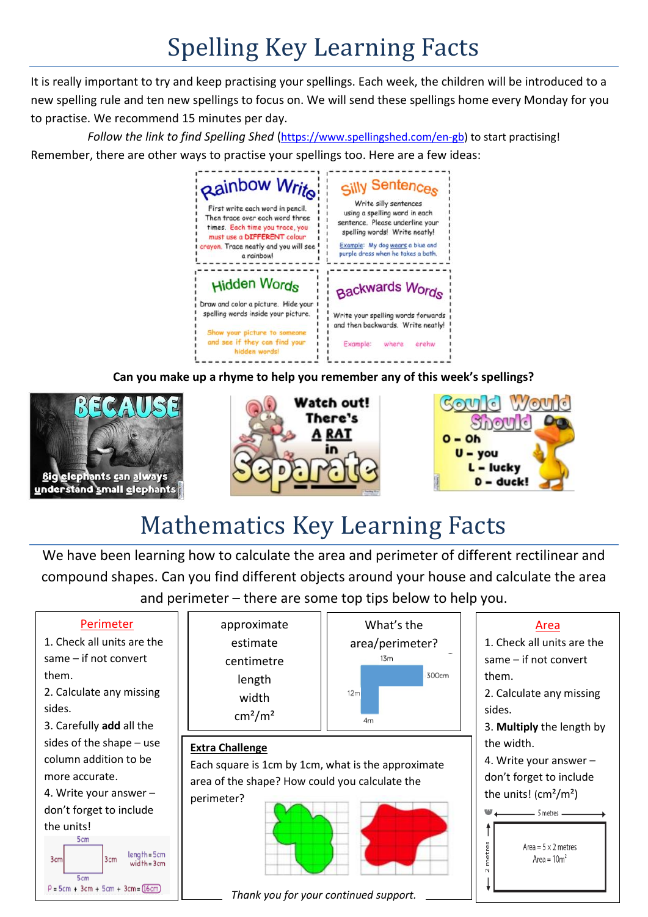# Spelling Key Learning Facts

It is really important to try and keep practising your spellings. Each week, the children will be introduced to a new spelling rule and ten new spellings to focus on. We will send these spellings home every Monday for you to practise. We recommend 15 minutes per day.

*Follow the link to find Spelling Shed* (https://www.spellingshed.com/en-gb) to start practising!

Remember, there are other ways to practise your spellings too. Here are a few ideas:

**Rainbow Write**

First write each word in pencil. Then trace over each word three times. Each time you trace, you must use a DIFFERENT colour crayon. Trace neatly and you will see a rainbow!

**Silly Sentences**

Write silly sentences using a spelling word in each sentence. Please underline your spelling words! Write neatly!

Example: My dog wears a blue and purple dress when he takes a bath.

**Hidden Words**

Draw and color a picture. Hide your spelling words inside your picture.

Show your picture to someone and see if they can find your hidden words!

**Backwards Words**

Write your spelling words forwards and then backwards. Write neatly!

Example: where erehw

**Can you make up a rhyme to help you remember any of this week's spellings?**

BECAUSE
Big elephants can always understand small elephants

Watch out! There's A RAT in Separate

Could Would Should
O – Oh
U – you
L – lucky
D – duck!

# Mathematics Key Learning Facts

We have been learning how to calculate the area and perimeter of different rectilinear and compound shapes. Can you find different objects around your house and calculate the area and perimeter – there are some top tips below to help you.

**Perimeter**

1. Check all units are the same – if not convert them.
2. Calculate any missing sides.
3. Carefully **add** all the sides of the shape – use column addition to be more accurate.
4. Write your answer – don't forget to include the units!

5cm
3cm 3cm
5cm
length = 5cm
width = 3cm
P = 5cm + 3cm + 5cm + 3cm = 16cm

approximate
estimate
centimetre
length
width
$cm^2/m^2$

What's the area/perimeter?

13m
300cm
12m
4m

**Area**

1. Check all units are the same – if not convert them.
2. Calculate any missing sides.
3. **Multiply** the length by the width.
4. Write your answer – don't forget to include the units! ($cm^2/m^2$)

5 metres
2 metres
Area = 5 x 2 metres
Area = $10m^2$

**Extra Challenge**

Each square is 1cm by 1cm, what is the approximate area of the shape? How could you calculate the perimeter?

*Thank you for your continued support.*